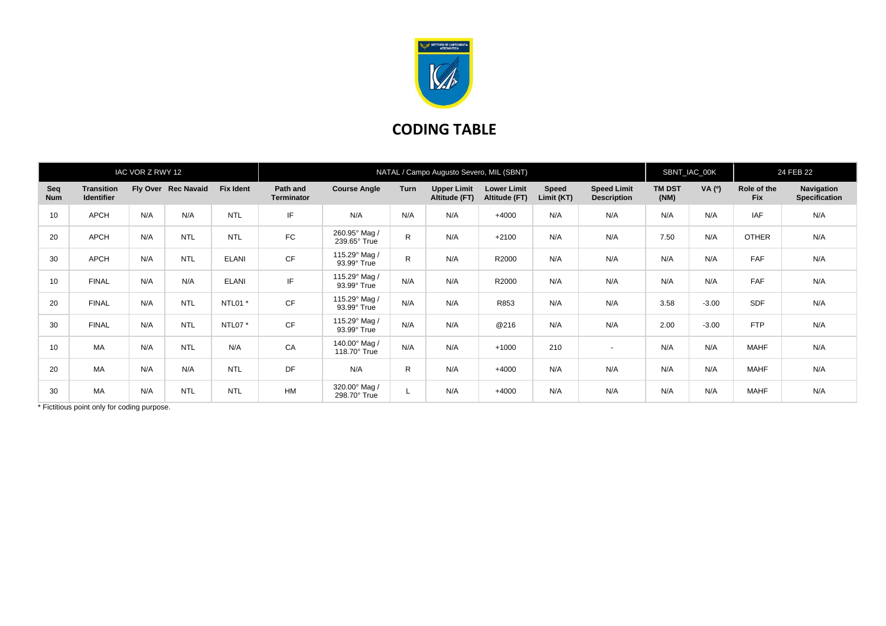# CODING TABLE

| IAC VOR Z RWY 12 | | | | | NATAL / Campo Augusto Severo, MIL (SBNT) | | | | | | | SBNT_IAC_00K | | 24 FEB 22 | |
|---|---|---|---|---|---|---|---|---|---|---|---|---|---|---|---|
| **Seq Num** | **Transition Identifier** | **Fly Over** | **Rec Navaid** | **Fix Ident** | **Path and Terminator** | **Course Angle** | **Turn** | **Upper Limit Altitude (FT)** | **Lower Limit Altitude (FT)** | **Speed Limit (KT)** | **Speed Limit Description** | **TM DST (NM)** | **VA (º)** | **Role of the Fix** | **Navigation Specification** |
| 10 | APCH | N/A | N/A | NTL | IF | N/A | N/A | N/A | +4000 | N/A | N/A | N/A | N/A | IAF | N/A |
| 20 | APCH | N/A | NTL | NTL | FC | 260.95° Mag / 239.65° True | R | N/A | +2100 | N/A | N/A | 7.50 | N/A | OTHER | N/A |
| 30 | APCH | N/A | NTL | ELANI | CF | 115.29° Mag / 93.99° True | R | N/A | R2000 | N/A | N/A | N/A | N/A | FAF | N/A |
| 10 | FINAL | N/A | N/A | ELANI | IF | 115.29° Mag / 93.99° True | N/A | N/A | R2000 | N/A | N/A | N/A | N/A | FAF | N/A |
| 20 | FINAL | N/A | NTL | NTL01 * | CF | 115.29° Mag / 93.99° True | N/A | N/A | R853 | N/A | N/A | 3.58 | -3.00 | SDF | N/A |
| 30 | FINAL | N/A | NTL | NTL07 * | CF | 115.29° Mag / 93.99° True | N/A | N/A | @216 | N/A | N/A | 2.00 | -3.00 | FTP | N/A |
| 10 | MA | N/A | NTL | N/A | CA | 140.00° Mag / 118.70° True | N/A | N/A | +1000 | 210 | - | N/A | N/A | MAHF | N/A |
| 20 | MA | N/A | N/A | NTL | DF | N/A | R | N/A | +4000 | N/A | N/A | N/A | N/A | MAHF | N/A |
| 30 | MA | N/A | NTL | NTL | HM | 320.00° Mag / 298.70° True | L | N/A | +4000 | N/A | N/A | N/A | N/A | MAHF | N/A |

* Fictitious point only for coding purpose.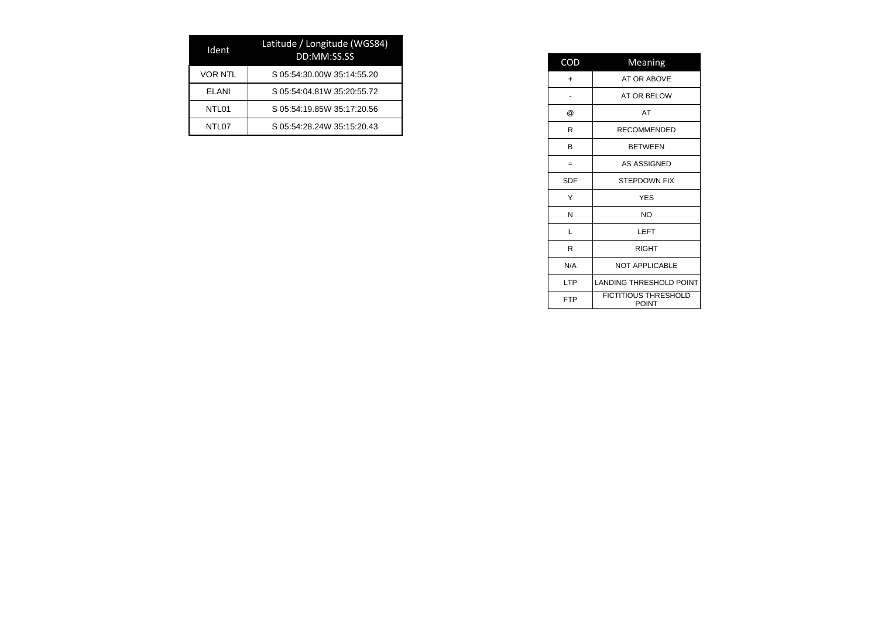| Ident | Latitude / Longitude (WGS84) DD:MM:SS.SS |
|---|---|
| VOR NTL | S 05:54:30.00W 35:14:55.20 |
| ELANI | S 05:54:04.81W 35:20:55.72 |
| NTL01 | S 05:54:19.85W 35:17:20.56 |
| NTL07 | S 05:54:28.24W 35:15:20.43 |

| COD | Meaning |
|---|---|
| + | AT OR ABOVE |
| - | AT OR BELOW |
| @ | AT |
| R | RECOMMENDED |
| B | BETWEEN |
| = | AS ASSIGNED |
| SDF | STEPDOWN FIX |
| Y | YES |
| N | NO |
| L | LEFT |
| R | RIGHT |
| N/A | NOT APPLICABLE |
| LTP | LANDING THRESHOLD POINT |
| FTP | FICTITIOUS THRESHOLD POINT |